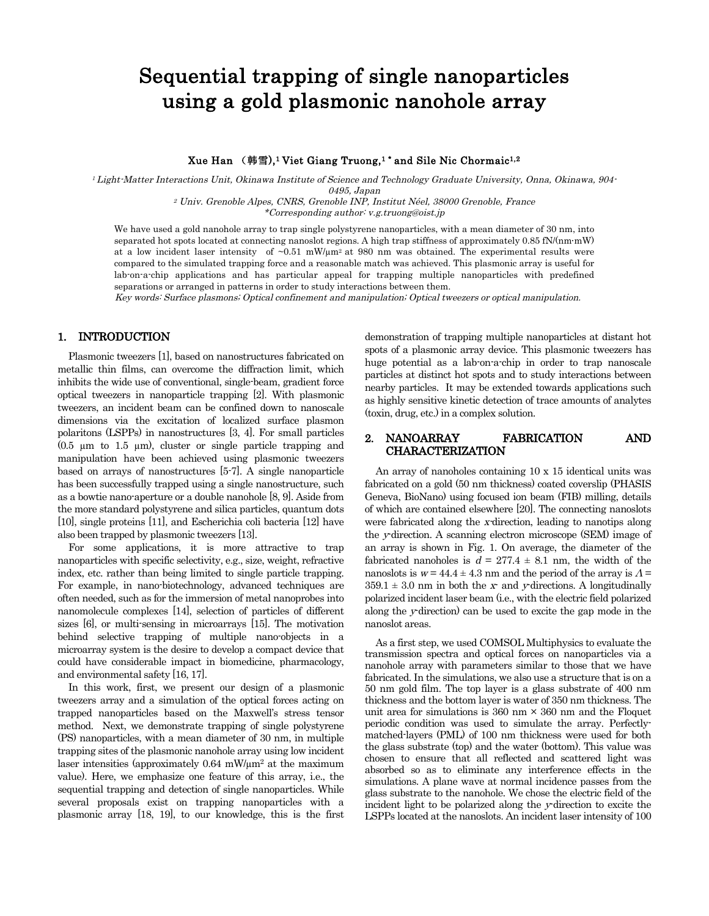# Sequential trapping of single nanoparticles using a gold plasmonic nanohole array

**Xue Han （韩雪）,[1] Viet Giang Truong,[1] * and Sile Nic Chormaic[1,2]**

*[1] Light-Matter Interactions Unit, Okinawa Institute of Science and Technology Graduate University, Onna, Okinawa, 904-0495, Japan*

*[2] Univ. Grenoble Alpes, CNRS, Grenoble INP, Institut Néel, 38000 Grenoble, France*

*\*Corresponding author: v.g.truong@oist.jp*

We have used a gold nanohole array to trap single polystyrene nanoparticles, with a mean diameter of 30 nm, into separated hot spots located at connecting nanoslot regions. A high trap stiffness of approximately 0.85 fN/(nm·mW) at a low incident laser intensity of ~0.51 mW/μm$^2$ at 980 nm was obtained. The experimental results were compared to the simulated trapping force and a reasonable match was achieved. This plasmonic array is useful for lab-on-a-chip applications and has particular appeal for trapping multiple nanoparticles with predefined separations or arranged in patterns in order to study interactions between them.

*Key words: Surface plasmons; Optical confinement and manipulation; Optical tweezers or optical manipulation.*

## 1. INTRODUCTION

Plasmonic tweezers [1], based on nanostructures fabricated on metallic thin films, can overcome the diffraction limit, which inhibits the wide use of conventional, single-beam, gradient force optical tweezers in nanoparticle trapping [2]. With plasmonic tweezers, an incident beam can be confined down to nanoscale dimensions via the excitation of localized surface plasmon polaritons (LSPPs) in nanostructures [3, 4]. For small particles (0.5 μm to 1.5 μm), cluster or single particle trapping and manipulation have been achieved using plasmonic tweezers based on arrays of nanostructures [5-7]. A single nanoparticle has been successfully trapped using a single nanostructure, such as a bowtie nano-aperture or a double nanohole [8, 9]. Aside from the more standard polystyrene and silica particles, quantum dots [10], single proteins [11], and Escherichia coli bacteria [12] have also been trapped by plasmonic tweezers [13].

For some applications, it is more attractive to trap nanoparticles with specific selectivity, e.g., size, weight, refractive index, etc. rather than being limited to single particle trapping. For example, in nano-biotechnology, advanced techniques are often needed, such as for the immersion of metal nanoprobes into nanomolecule complexes [14], selection of particles of different sizes [6], or multi-sensing in microarrays [15]. The motivation behind selective trapping of multiple nano-objects in a microarray system is the desire to develop a compact device that could have considerable impact in biomedicine, pharmacology, and environmental safety [16, 17].

In this work, first, we present our design of a plasmonic tweezers array and a simulation of the optical forces acting on trapped nanoparticles based on the Maxwell's stress tensor method. Next, we demonstrate trapping of single polystyrene (PS) nanoparticles, with a mean diameter of 30 nm, in multiple trapping sites of the plasmonic nanohole array using low incident laser intensities (approximately 0.64 mW/μm$^2$ at the maximum value). Here, we emphasize one feature of this array, i.e., the sequential trapping and detection of single nanoparticles. While several proposals exist on trapping nanoparticles with a plasmonic array [18, 19], to our knowledge, this is the first demonstration of trapping multiple nanoparticles at distant hot spots of a plasmonic array device. This plasmonic tweezers has huge potential as a lab-on-a-chip in order to trap nanoscale particles at distinct hot spots and to study interactions between nearby particles. It may be extended towards applications such as highly sensitive kinetic detection of trace amounts of analytes (toxin, drug, etc.) in a complex solution.

## 2. NANOARRAY FABRICATION AND CHARACTERIZATION

An array of nanoholes containing 10 x 15 identical units was fabricated on a gold (50 nm thickness) coated coverslip (PHASIS Geneva, BioNano) using focused ion beam (FIB) milling, details of which are contained elsewhere [20]. The connecting nanoslots were fabricated along the *x*-direction, leading to nanotips along the *y*-direction. A scanning electron microscope (SEM) image of an array is shown in Fig. 1. On average, the diameter of the fabricated nanoholes is $d$ = 277.4 ± 8.1 nm, the width of the nanoslots is $w$ = 44.4 ± 4.3 nm and the period of the array is $\Lambda$ = 359.1 ± 3.0 nm in both the *x*- and *y*-directions. A longitudinally polarized incident laser beam (i.e., with the electric field polarized along the *y*-direction) can be used to excite the gap mode in the nanoslot areas.

As a first step, we used COMSOL Multiphysics to evaluate the transmission spectra and optical forces on nanoparticles via a nanohole array with parameters similar to those that we have fabricated. In the simulations, we also use a structure that is on a 50 nm gold film. The top layer is a glass substrate of 400 nm thickness and the bottom layer is water of 350 nm thickness. The unit area for simulations is 360 nm × 360 nm and the Floquet periodic condition was used to simulate the array. Perfectly-matched-layers (PML) of 100 nm thickness were used for both the glass substrate (top) and the water (bottom). This value was chosen to ensure that all reflected and scattered light was absorbed so as to eliminate any interference effects in the simulations. A plane wave at normal incidence passes from the glass substrate to the nanohole. We chose the electric field of the incident light to be polarized along the *y*-direction to excite the LSPPs located at the nanoslots. An incident laser intensity of 100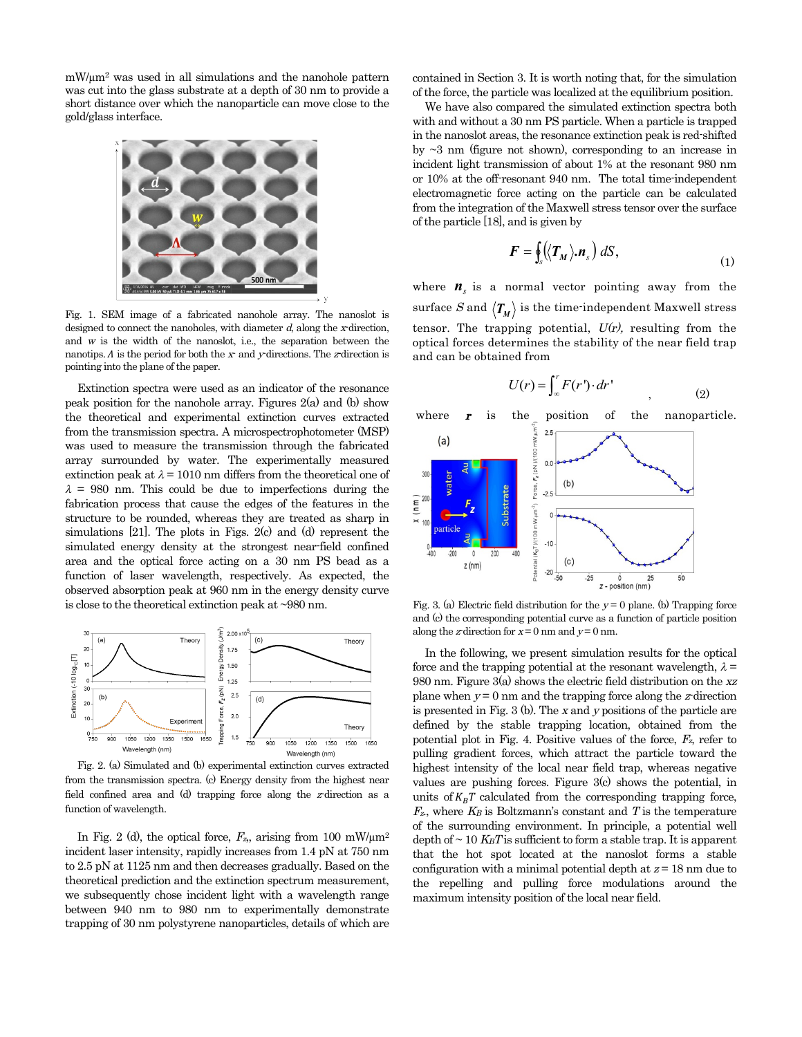mW/μm² was used in all simulations and the nanohole pattern was cut into the glass substrate at a depth of 30 nm to provide a short distance over which the nanoparticle can move close to the gold/glass interface.

Fig. 1. SEM image of a fabricated nanohole array. The nanoslot is designed to connect the nanoholes, with diameter *d*, along the *x*-direction, and *w* is the width of the nanoslot, i.e., the separation between the nanotips. *Λ* is the period for both the *x* and *y*-directions. The *z*-direction is pointing into the plane of the paper.

Extinction spectra were used as an indicator of the resonance peak position for the nanohole array. Figures 2(a) and (b) show the theoretical and experimental extinction curves extracted from the transmission spectra. A microspectrophotometer (MSP) was used to measure the transmission through the fabricated array surrounded by water. The experimentally measured extinction peak at $\lambda$ = 1010 nm differs from the theoretical one of $\lambda$ = 980 nm. This could be due to imperfections during the fabrication process that cause the edges of the features in the structure to be rounded, whereas they are treated as sharp in simulations [21]. The plots in Figs. 2(c) and (d) represent the simulated energy density at the strongest near-field confined area and the optical force acting on a 30 nm PS bead as a function of laser wavelength, respectively. As expected, the observed absorption peak at 960 nm in the energy density curve is close to the theoretical extinction peak at ~980 nm.

Fig. 2. (a) Simulated and (b) experimental extinction curves extracted from the transmission spectra. (c) Energy density from the highest near field confined area and (d) trapping force along the *z*-direction as a function of wavelength.

In Fig. 2 (d), the optical force, $F_z$, arising from 100 mW/μm² incident laser intensity, rapidly increases from 1.4 pN at 750 nm to 2.5 pN at 1125 nm and then decreases gradually. Based on the theoretical prediction and the extinction spectrum measurement, we subsequently chose incident light with a wavelength range between 940 nm to 980 nm to experimentally demonstrate trapping of 30 nm polystyrene nanoparticles, details of which are contained in Section 3. It is worth noting that, for the simulation of the force, the particle was localized at the equilibrium position.

We have also compared the simulated extinction spectra both with and without a 30 nm PS particle. When a particle is trapped in the nanoslot areas, the resonance extinction peak is red-shifted by ~3 nm (figure not shown), corresponding to an increase in incident light transmission of about 1% at the resonant 980 nm or 10% at the off-resonant 940 nm. The total time-independent electromagnetic force acting on the particle can be calculated from the integration of the Maxwell stress tensor over the surface of the particle [18], and is given by

$$\boldsymbol{F} = \oint_S \left( \langle \boldsymbol{T}_M \rangle . \boldsymbol{n}_s \right) dS, \tag{1}$$

where $\boldsymbol{n}_s$ is a normal vector pointing away from the surface $S$ and $\langle \boldsymbol{T}_M \rangle$ is the time-independent Maxwell stress tensor. The trapping potential, $U(r)$, resulting from the optical forces determines the stability of the near field trap and can be obtained from

$$U(r) = \int_{\infty}^{r} F(r') \cdot dr' \tag{2}$$

where $\boldsymbol{r}$ is the position of the nanoparticle.

Fig. 3. (a) Electric field distribution for the $y$ = 0 plane. (b) Trapping force and (c) the corresponding potential curve as a function of particle position along the *z*-direction for $x$ = 0 nm and $y$ = 0 nm.

In the following, we present simulation results for the optical force and the trapping potential at the resonant wavelength, $\lambda$ = 980 nm. Figure 3(a) shows the electric field distribution on the *xz* plane when $y$ = 0 nm and the trapping force along the *z*-direction is presented in Fig. 3 (b). The *x* and *y* positions of the particle are defined by the stable trapping location, obtained from the potential plot in Fig. 4. Positive values of the force, $F_z$, refer to pulling gradient forces, which attract the particle toward the highest intensity of the local near field trap, whereas negative values are pushing forces. Figure 3(c) shows the potential, in units of $K_BT$ calculated from the corresponding trapping force, $F_z$, where $K_B$ is Boltzmann's constant and $T$ is the temperature of the surrounding environment. In principle, a potential well depth of ~ 10 $K_BT$ is sufficient to form a stable trap. It is apparent that the hot spot located at the nanoslot forms a stable configuration with a minimal potential depth at $z$ = 18 nm due to the repelling and pulling force modulations around the maximum intensity position of the local near field.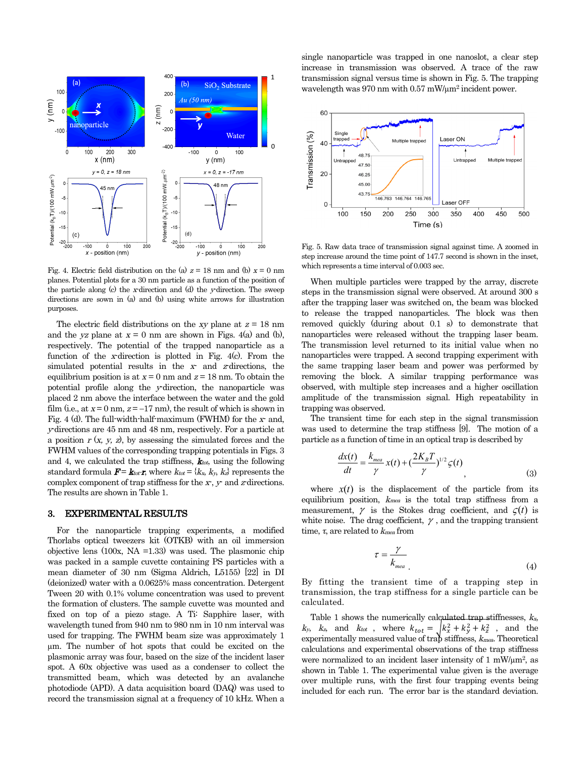Fig. 4. Electric field distribution on the (a) $z = 18$ nm and (b) $x = 0$ nm planes. Potential plots for a 30 nm particle as a function of the position of the particle along (c) the $x$-direction and (d) the $y$-direction. The sweep directions are sown in (a) and (b) using white arrows for illustration purposes.

The electric field distributions on the $xy$ plane at $z = 18$ nm and the $yz$ plane at $x = 0$ nm are shown in Figs. 4(a) and (b), respectively. The potential of the trapped nanoparticle as a function of the $x$-direction is plotted in Fig. 4(c). From the simulated potential results in the $x$- and $z$-directions, the equilibrium position is at $x = 0$ nm and $z = 18$ nm. To obtain the potential profile along the $y$-direction, the nanoparticle was placed 2 nm above the interface between the water and the gold film (i.e., at $x = 0$ nm, $z = -17$ nm), the result of which is shown in Fig. 4 (d). The full-width-half-maximum (FWHM) for the $x$- and, $y$-directions are 45 nm and 48 nm, respectively. For a particle at a position $r$ ($x$, $y$, $z$), by assessing the simulated forces and the FWHM values of the corresponding trapping potentials in Figs. 3 and 4, we calculated the trap stiffness, $\boldsymbol{k}_{tot}$, using the following standard formula $\boldsymbol{F} = \boldsymbol{k}_{tot} \cdot \boldsymbol{r}$, where $k_{tot} = \{k_x, k_y, k_z\}$ represents the complex component of trap stiffness for the $x$-, $y$- and $z$-directions. The results are shown in Table 1.

## 3. EXPERIMENTAL RESULTS

For the nanoparticle trapping experiments, a modified Thorlabs optical tweezers kit (OTKB) with an oil immersion objective lens (100x, NA =1.33) was used. The plasmonic chip was packed in a sample cuvette containing PS particles with a mean diameter of 30 nm (Sigma Aldrich, L5155) [22] in DI (deionized) water with a 0.0625% mass concentration. Detergent Tween 20 with 0.1% volume concentration was used to prevent the formation of clusters. The sample cuvette was mounted and fixed on top of a piezo stage. A Ti: Sapphire laser, with wavelength tuned from 940 nm to 980 nm in 10 nm interval was used for trapping. The FWHM beam size was approximately 1 µm. The number of hot spots that could be excited on the plasmonic array was four, based on the size of the incident laser spot. A 60x objective was used as a condenser to collect the transmitted beam, which was detected by an avalanche photodiode (APD). A data acquisition board (DAQ) was used to record the transmission signal at a frequency of 10 kHz. When a single nanoparticle was trapped in one nanoslot, a clear step increase in transmission was observed. A trace of the raw transmission signal versus time is shown in Fig. 5. The trapping wavelength was 970 nm with 0.57 mW/µm$^2$ incident power.

Fig. 5. Raw data trace of transmission signal against time. A zoomed in step increase around the time point of 147.7 second is shown in the inset, which represents a time interval of 0.003 sec.

When multiple particles were trapped by the array, discrete steps in the transmission signal were observed. At around 300 s after the trapping laser was switched on, the beam was blocked to release the trapped nanoparticles. The block was then removed quickly (during about 0.1 s) to demonstrate that nanoparticles were released without the trapping laser beam. The transmission level returned to its initial value when no nanoparticles were trapped. A second trapping experiment with the same trapping laser beam and power was performed by removing the block. A similar trapping performance was observed, with multiple step increases and a higher oscillation amplitude of the transmission signal. High repeatability in trapping was observed.

The transient time for each step in the signal transmission was used to determine the trap stiffness [9]. The motion of a particle as a function of time in an optical trap is described by

$$\frac{dx(t)}{dt} = \frac{k_{mea}}{\gamma} x(t) + \left(\frac{2K_B T}{\gamma}\right)^{1/2} \varsigma(t) \quad (3)$$

where $x(t)$ is the displacement of the particle from its equilibrium position, $k_{mea}$ is the total trap stiffness from a measurement, $\gamma$ is the Stokes drag coefficient, and $\varsigma(t)$ is white noise. The drag coefficient, $\gamma$, and the trapping transient time, $\tau$, are related to $k_{mea}$ from

$$\tau = \frac{\gamma}{k_{mea}} \quad (4)$$

By fitting the transient time of a trapping step in transmission, the trap stiffness for a single particle can be calculated.

Table 1 shows the numerically calculated trap stiffnesses, $k_x$, $k_y$, $k_z$, and $k_{tot}$, where $k_{tot} = \sqrt{k_x^2 + k_y^2 + k_z^2}$, and the experimentally measured value of trap stiffness, $k_{mea}$. Theoretical calculations and experimental observations of the trap stiffness were normalized to an incident laser intensity of 1 mW/µm$^2$, as shown in Table 1. The experimental value given is the average over multiple runs, with the first four trapping events being included for each run. The error bar is the standard deviation.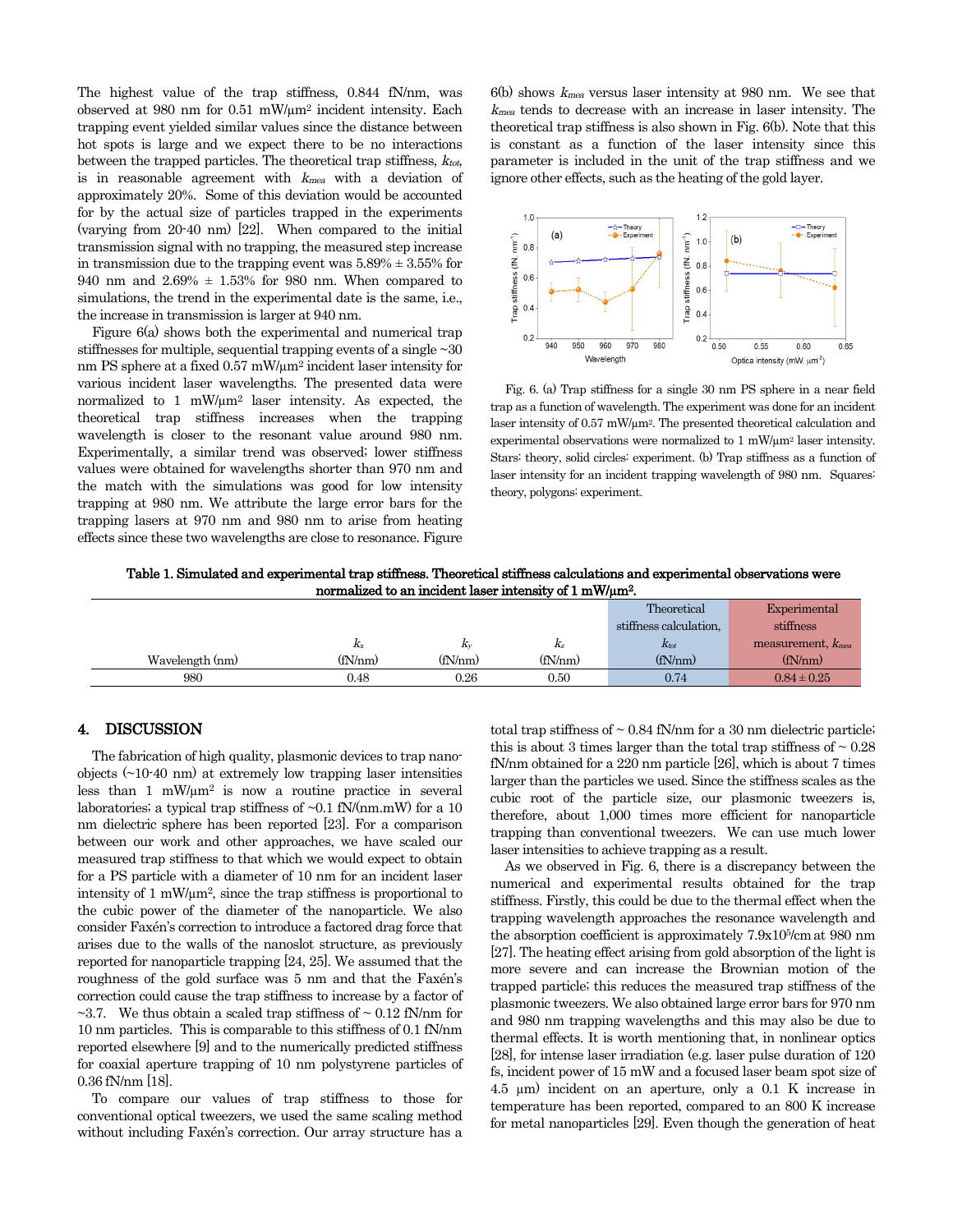The highest value of the trap stiffness, 0.844 fN/nm, was observed at 980 nm for 0.51 mW/μm² incident intensity. Each trapping event yielded similar values since the distance between hot spots is large and we expect there to be no interactions between the trapped particles. The theoretical trap stiffness, $k_{tot}$, is in reasonable agreement with $k_{mea}$ with a deviation of approximately 20%. Some of this deviation would be accounted for by the actual size of particles trapped in the experiments (varying from 20-40 nm) [22]. When compared to the initial transmission signal with no trapping, the measured step increase in transmission due to the trapping event was 5.89% ± 3.55% for 940 nm and 2.69% ± 1.53% for 980 nm. When compared to simulations, the trend in the experimental date is the same, i.e., the increase in transmission is larger at 940 nm.

Figure 6(a) shows both the experimental and numerical trap stiffnesses for multiple, sequential trapping events of a single ~30 nm PS sphere at a fixed 0.57 mW/μm² incident laser intensity for various incident laser wavelengths. The presented data were normalized to 1 mW/μm² laser intensity. As expected, the theoretical trap stiffness increases when the trapping wavelength is closer to the resonant value around 980 nm. Experimentally, a similar trend was observed; lower stiffness values were obtained for wavelengths shorter than 970 nm and the match with the simulations was good for low intensity trapping at 980 nm. We attribute the large error bars for the trapping lasers at 970 nm and 980 nm to arise from heating effects since these two wavelengths are close to resonance. Figure 6(b) shows $k_{mea}$ versus laser intensity at 980 nm. We see that $k_{mea}$ tends to decrease with an increase in laser intensity. The theoretical trap stiffness is also shown in Fig. 6(b). Note that this is constant as a function of the laser intensity since this parameter is included in the unit of the trap stiffness and we ignore other effects, such as the heating of the gold layer.

Fig. 6. (a) Trap stiffness for a single 30 nm PS sphere in a near field trap as a function of wavelength. The experiment was done for an incident laser intensity of 0.57 mW/μm². The presented theoretical calculation and experimental observations were normalized to 1 mW/μm² laser intensity. Stars: theory, solid circles: experiment. (b) Trap stiffness as a function of laser intensity for an incident trapping wavelength of 980 nm. Squares: theory, polygons: experiment.

**Table 1. Simulated and experimental trap stiffness. Theoretical stiffness calculations and experimental observations were normalized to an incident laser intensity of 1 mW/μm².**

| Wavelength (nm) | $k_x$ (fN/nm) | $k_y$ (fN/nm) | $k_z$ (fN/nm) | Theoretical stiffness calculation, $k_{tot}$ (fN/nm) | Experimental stiffness measurement, $k_{mea}$ (fN/nm) |
|---|---|---|---|---|---|
| 980 | 0.48 | 0.26 | 0.50 | 0.74 | 0.84 ± 0.25 |

## 4. DISCUSSION

The fabrication of high quality, plasmonic devices to trap nano-objects (~10-40 nm) at extremely low trapping laser intensities less than 1 mW/μm² is now a routine practice in several laboratories; a typical trap stiffness of ~0.1 fN/(nm.mW) for a 10 nm dielectric sphere has been reported [23]. For a comparison between our work and other approaches, we have scaled our measured trap stiffness to that which we would expect to obtain for a PS particle with a diameter of 10 nm for an incident laser intensity of 1 mW/μm², since the trap stiffness is proportional to the cubic power of the diameter of the nanoparticle. We also consider Faxén's correction to introduce a factored drag force that arises due to the walls of the nanoslot structure, as previously reported for nanoparticle trapping [24, 25]. We assumed that the roughness of the gold surface was 5 nm and that the Faxén's correction could cause the trap stiffness to increase by a factor of ~3.7. We thus obtain a scaled trap stiffness of ~ 0.12 fN/nm for 10 nm particles. This is comparable to this stiffness of 0.1 fN/nm reported elsewhere [9] and to the numerically predicted stiffness for coaxial aperture trapping of 10 nm polystyrene particles of 0.36 fN/nm [18].

To compare our values of trap stiffness to those for conventional optical tweezers, we used the same scaling method without including Faxén's correction. Our array structure has a total trap stiffness of ~ 0.84 fN/nm for a 30 nm dielectric particle; this is about 3 times larger than the total trap stiffness of ~ 0.28 fN/nm obtained for a 220 nm particle [26], which is about 7 times larger than the particles we used. Since the stiffness scales as the cubic root of the particle size, our plasmonic tweezers is, therefore, about 1,000 times more efficient for nanoparticle trapping than conventional tweezers. We can use much lower laser intensities to achieve trapping as a result.

As we observed in Fig. 6, there is a discrepancy between the numerical and experimental results obtained for the trap stiffness. Firstly, this could be due to the thermal effect when the trapping wavelength approaches the resonance wavelength and the absorption coefficient is approximately 7.9x10⁵/cm at 980 nm [27]. The heating effect arising from gold absorption of the light is more severe and can increase the Brownian motion of the trapped particle; this reduces the measured trap stiffness of the plasmonic tweezers. We also obtained large error bars for 970 nm and 980 nm trapping wavelengths and this may also be due to thermal effects. It is worth mentioning that, in nonlinear optics [28], for intense laser irradiation (e.g. laser pulse duration of 120 fs, incident power of 15 mW and a focused laser beam spot size of 4.5 μm) incident on an aperture, only a 0.1 K increase in temperature has been reported, compared to an 800 K increase for metal nanoparticles [29]. Even though the generation of heat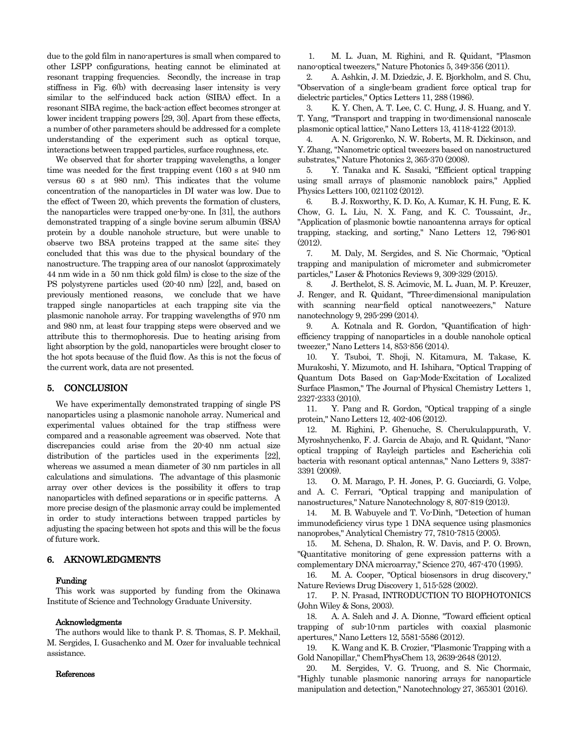due to the gold film in nano-apertures is small when compared to other LSPP configurations, heating cannot be eliminated at resonant trapping frequencies. Secondly, the increase in trap stiffness in Fig. 6(b) with decreasing laser intensity is very similar to the self-induced back action (SIBA) effect. In a resonant SIBA regime, the back-action effect becomes stronger at lower incident trapping powers [29, 30]. Apart from these effects, a number of other parameters should be addressed for a complete understanding of the experiment such as optical torque, interactions between trapped particles, surface roughness, etc.

We observed that for shorter trapping wavelengths, a longer time was needed for the first trapping event (160 s at 940 nm versus 60 s at 980 nm). This indicates that the volume concentration of the nanoparticles in DI water was low. Due to the effect of Tween 20, which prevents the formation of clusters, the nanoparticles were trapped one-by-one. In [31], the authors demonstrated trapping of a single bovine serum albumin (BSA) protein by a double nanohole structure, but were unable to observe two BSA proteins trapped at the same site; they concluded that this was due to the physical boundary of the nanostructure. The trapping area of our nanoslot (approximately 44 nm wide in a 50 nm thick gold film) is close to the size of the PS polystyrene particles used (20-40 nm) [22], and, based on previously mentioned reasons, we conclude that we have trapped single nanoparticles at each trapping site via the plasmonic nanohole array. For trapping wavelengths of 970 nm and 980 nm, at least four trapping steps were observed and we attribute this to thermophoresis. Due to heating arising from light absorption by the gold, nanoparticles were brought closer to the hot spots because of the fluid flow. As this is not the focus of the current work, data are not presented.

## 5. CONCLUSION

We have experimentally demonstrated trapping of single PS nanoparticles using a plasmonic nanohole array. Numerical and experimental values obtained for the trap stiffness were compared and a reasonable agreement was observed. Note that discrepancies could arise from the 20-40 nm actual size distribution of the particles used in the experiments [22], whereas we assumed a mean diameter of 30 nm particles in all calculations and simulations. The advantage of this plasmonic array over other devices is the possibility it offers to trap nanoparticles with defined separations or in specific patterns. A more precise design of the plasmonic array could be implemented in order to study interactions between trapped particles by adjusting the spacing between hot spots and this will be the focus of future work.

## 6. AKNOWLEDGMENTS

#### Funding

This work was supported by funding from the Okinawa Institute of Science and Technology Graduate University.

#### Acknowledgments

The authors would like to thank P. S. Thomas, S. P. Mekhail, M. Sergides, I. Gusachenko and M. Ozer for invaluable technical assistance.

#### References

1. M. L. Juan, M. Righini, and R. Quidant, "Plasmon nano-optical tweezers," Nature Photonics 5, 349-356 (2011).
2. A. Ashkin, J. M. Dziedzic, J. E. Bjorkholm, and S. Chu, "Observation of a single-beam gradient force optical trap for dielectric particles," Optics Letters 11, 288 (1986).
3. K. Y. Chen, A. T. Lee, C. C. Hung, J. S. Huang, and Y. T. Yang, "Transport and trapping in two-dimensional nanoscale plasmonic optical lattice," Nano Letters 13, 4118-4122 (2013).
4. A. N. Grigorenko, N. W. Roberts, M. R. Dickinson, and Y. Zhang, "Nanometric optical tweezers based on nanostructured substrates," Nature Photonics 2, 365-370 (2008).
5. Y. Tanaka and K. Sasaki, "Efficient optical trapping using small arrays of plasmonic nanoblock pairs," Applied Physics Letters 100, 021102 (2012).
6. B. J. Roxworthy, K. D. Ko, A. Kumar, K. H. Fung, E. K. Chow, G. L. Liu, N. X. Fang, and K. C. Toussaint, Jr., "Application of plasmonic bowtie nanoantenna arrays for optical trapping, stacking, and sorting," Nano Letters 12, 796-801 (2012).
7. M. Daly, M. Sergides, and S. Nic Chormaic, "Optical trapping and manipulation of micrometer and submicrometer particles," Laser & Photonics Reviews 9, 309-329 (2015).
8. J. Berthelot, S. S. Acimovic, M. L. Juan, M. P. Kreuzer, J. Renger, and R. Quidant, "Three-dimensional manipulation with scanning near-field optical nanotweezers," Nature nanotechnology 9, 295-299 (2014).
9. A. Kotnala and R. Gordon, "Quantification of high-efficiency trapping of nanoparticles in a double nanohole optical tweezer," Nano Letters 14, 853-856 (2014).
10. Y. Tsuboi, T. Shoji, N. Kitamura, M. Takase, K. Murakoshi, Y. Mizumoto, and H. Ishihara, "Optical Trapping of Quantum Dots Based on Gap-Mode-Excitation of Localized Surface Plasmon," The Journal of Physical Chemistry Letters 1, 2327-2333 (2010).
11. Y. Pang and R. Gordon, "Optical trapping of a single protein," Nano Letters 12, 402-406 (2012).
12. M. Righini, P. Ghenuche, S. Cherukulappurath, V. Myroshnychenko, F. J. Garcia de Abajo, and R. Quidant, "Nano-optical trapping of Rayleigh particles and Escherichia coli bacteria with resonant optical antennas," Nano Letters 9, 3387-3391 (2009).
13. O. M. Marago, P. H. Jones, P. G. Gucciardi, G. Volpe, and A. C. Ferrari, "Optical trapping and manipulation of nanostructures," Nature Nanotechnology 8, 807-819 (2013).
14. M. B. Wabuyele and T. Vo-Dinh, "Detection of human immunodeficiency virus type 1 DNA sequence using plasmonics nanoprobes," Analytical Chemistry 77, 7810-7815 (2005).
15. M. Schena, D. Shalon, R. W. Davis, and P. O. Brown, "Quantitative monitoring of gene expression patterns with a complementary DNA microarray," Science 270, 467-470 (1995).
16. M. A. Cooper, "Optical biosensors in drug discovery," Nature Reviews Drug Discovery 1, 515-528 (2002).
17. P. N. Prasad, INTRODUCTION TO BIOPHOTONICS (John Wiley & Sons, 2003).
18. A. A. Saleh and J. A. Dionne, "Toward efficient optical trapping of sub-10-nm particles with coaxial plasmonic apertures," Nano Letters 12, 5581-5586 (2012).
19. K. Wang and K. B. Crozier, "Plasmonic Trapping with a Gold Nanopillar," ChemPhysChem 13, 2639-2648 (2012).
20. M. Sergides, V. G. Truong, and S. Nic Chormaic, "Highly tunable plasmonic nanoring arrays for nanoparticle manipulation and detection," Nanotechnology 27, 365301 (2016).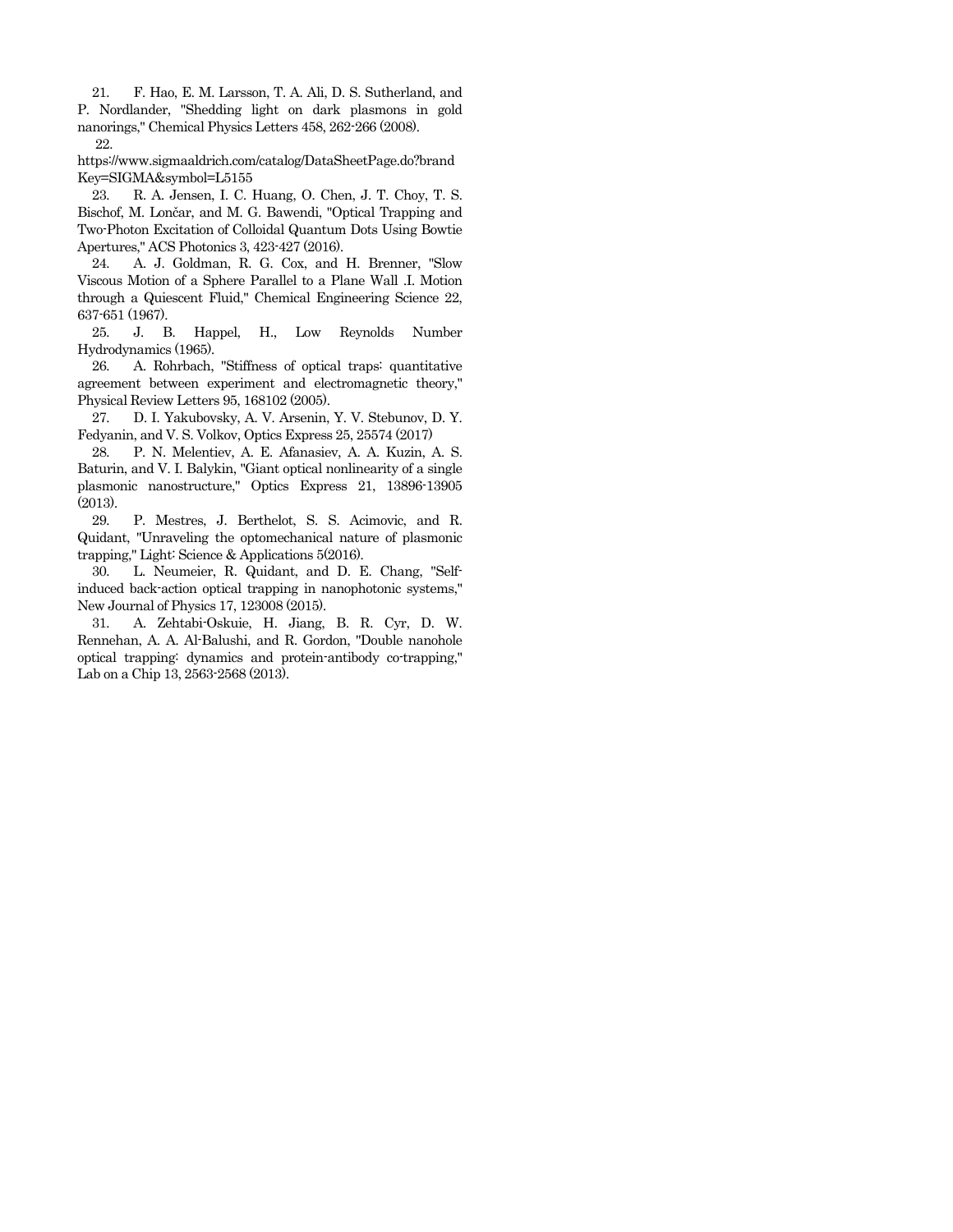21. F. Hao, E. M. Larsson, T. A. Ali, D. S. Sutherland, and P. Nordlander, "Shedding light on dark plasmons in gold nanorings," Chemical Physics Letters 458, 262-266 (2008).

22. https://www.sigmaaldrich.com/catalog/DataSheetPage.do?brandKey=SIGMA&symbol=L5155

23. R. A. Jensen, I. C. Huang, O. Chen, J. T. Choy, T. S. Bischof, M. Lončar, and M. G. Bawendi, "Optical Trapping and Two-Photon Excitation of Colloidal Quantum Dots Using Bowtie Apertures," ACS Photonics 3, 423-427 (2016).

24. A. J. Goldman, R. G. Cox, and H. Brenner, "Slow Viscous Motion of a Sphere Parallel to a Plane Wall .I. Motion through a Quiescent Fluid," Chemical Engineering Science 22, 637-651 (1967).

25. J. B. Happel, H., Low Reynolds Number Hydrodynamics (1965).

26. A. Rohrbach, "Stiffness of optical traps: quantitative agreement between experiment and electromagnetic theory," Physical Review Letters 95, 168102 (2005).

27. D. I. Yakubovsky, A. V. Arsenin, Y. V. Stebunov, D. Y. Fedyanin, and V. S. Volkov, Optics Express 25, 25574 (2017)

28. P. N. Melentiev, A. E. Afanasiev, A. A. Kuzin, A. S. Baturin, and V. I. Balykin, "Giant optical nonlinearity of a single plasmonic nanostructure," Optics Express 21, 13896-13905 (2013).

29. P. Mestres, J. Berthelot, S. S. Acimovic, and R. Quidant, "Unraveling the optomechanical nature of plasmonic trapping," Light: Science & Applications 5(2016).

30. L. Neumeier, R. Quidant, and D. E. Chang, "Self-induced back-action optical trapping in nanophotonic systems," New Journal of Physics 17, 123008 (2015).

31. A. Zehtabi-Oskuie, H. Jiang, B. R. Cyr, D. W. Rennehan, A. A. Al-Balushi, and R. Gordon, "Double nanohole optical trapping: dynamics and protein-antibody co-trapping," Lab on a Chip 13, 2563-2568 (2013).